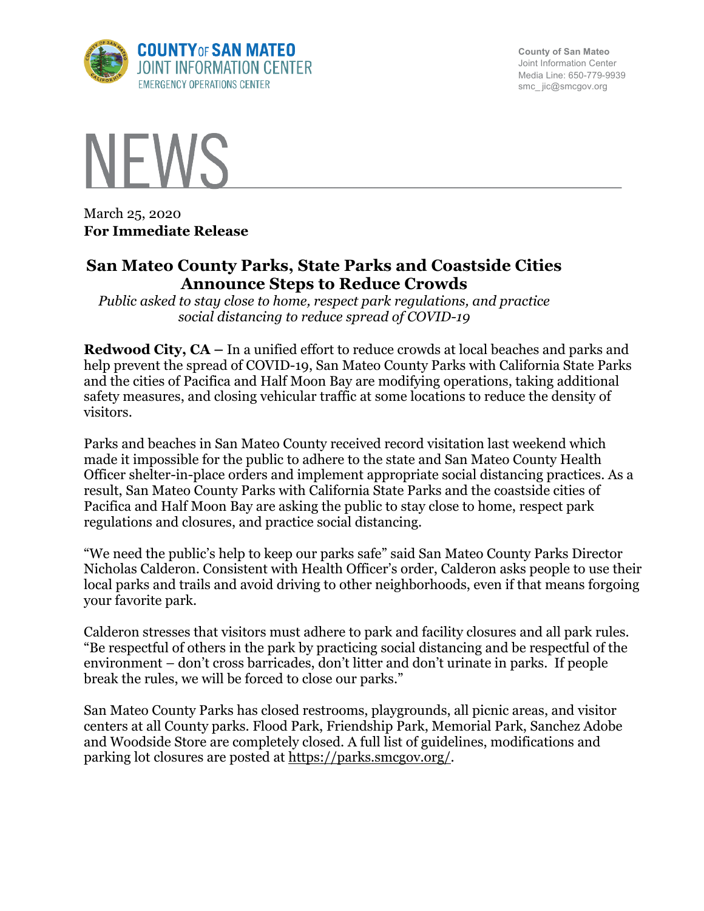**COUNTY OF SAN MATEO JOINT INFORMATION CENTER**
EMERGENCY OPERATIONS CENTER

County of San Mateo
Joint Information Center
Media Line: 650-779-9939
smc_ jic@smcgov.org

# NEWS

March 25, 2020
**For Immediate Release**

## San Mateo County Parks, State Parks and Coastside Cities Announce Steps to Reduce Crowds

*Public asked to stay close to home, respect park regulations, and practice social distancing to reduce spread of COVID-19*

**Redwood City, CA –** In a unified effort to reduce crowds at local beaches and parks and help prevent the spread of COVID-19, San Mateo County Parks with California State Parks and the cities of Pacifica and Half Moon Bay are modifying operations, taking additional safety measures, and closing vehicular traffic at some locations to reduce the density of visitors.

Parks and beaches in San Mateo County received record visitation last weekend which made it impossible for the public to adhere to the state and San Mateo County Health Officer shelter-in-place orders and implement appropriate social distancing practices. As a result, San Mateo County Parks with California State Parks and the coastside cities of Pacifica and Half Moon Bay are asking the public to stay close to home, respect park regulations and closures, and practice social distancing.

"We need the public's help to keep our parks safe" said San Mateo County Parks Director Nicholas Calderon. Consistent with Health Officer's order, Calderon asks people to use their local parks and trails and avoid driving to other neighborhoods, even if that means forgoing your favorite park.

Calderon stresses that visitors must adhere to park and facility closures and all park rules. "Be respectful of others in the park by practicing social distancing and be respectful of the environment – don't cross barricades, don't litter and don't urinate in parks. If people break the rules, we will be forced to close our parks."

San Mateo County Parks has closed restrooms, playgrounds, all picnic areas, and visitor centers at all County parks. Flood Park, Friendship Park, Memorial Park, Sanchez Adobe and Woodside Store are completely closed. A full list of guidelines, modifications and parking lot closures are posted at https://parks.smcgov.org/.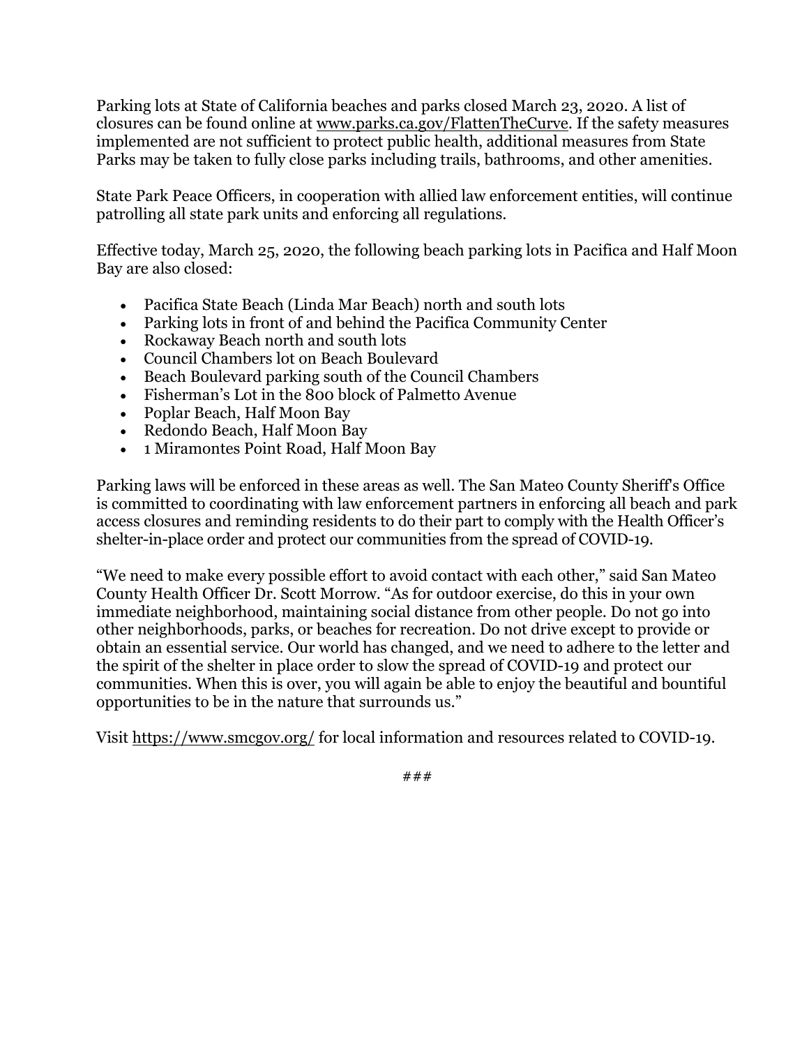Parking lots at State of California beaches and parks closed March 23, 2020. A list of closures can be found online at www.parks.ca.gov/FlattenTheCurve. If the safety measures implemented are not sufficient to protect public health, additional measures from State Parks may be taken to fully close parks including trails, bathrooms, and other amenities.

State Park Peace Officers, in cooperation with allied law enforcement entities, will continue patrolling all state park units and enforcing all regulations.

Effective today, March 25, 2020, the following beach parking lots in Pacifica and Half Moon Bay are also closed:

- Pacifica State Beach (Linda Mar Beach) north and south lots
- Parking lots in front of and behind the Pacifica Community Center
- Rockaway Beach north and south lots
- Council Chambers lot on Beach Boulevard
- Beach Boulevard parking south of the Council Chambers
- Fisherman's Lot in the 800 block of Palmetto Avenue
- Poplar Beach, Half Moon Bay
- Redondo Beach, Half Moon Bay
- 1 Miramontes Point Road, Half Moon Bay

Parking laws will be enforced in these areas as well. The San Mateo County Sheriff's Office is committed to coordinating with law enforcement partners in enforcing all beach and park access closures and reminding residents to do their part to comply with the Health Officer's shelter-in-place order and protect our communities from the spread of COVID-19.

"We need to make every possible effort to avoid contact with each other," said San Mateo County Health Officer Dr. Scott Morrow. "As for outdoor exercise, do this in your own immediate neighborhood, maintaining social distance from other people. Do not go into other neighborhoods, parks, or beaches for recreation. Do not drive except to provide or obtain an essential service. Our world has changed, and we need to adhere to the letter and the spirit of the shelter in place order to slow the spread of COVID-19 and protect our communities. When this is over, you will again be able to enjoy the beautiful and bountiful opportunities to be in the nature that surrounds us."

Visit https://www.smcgov.org/ for local information and resources related to COVID-19.

###